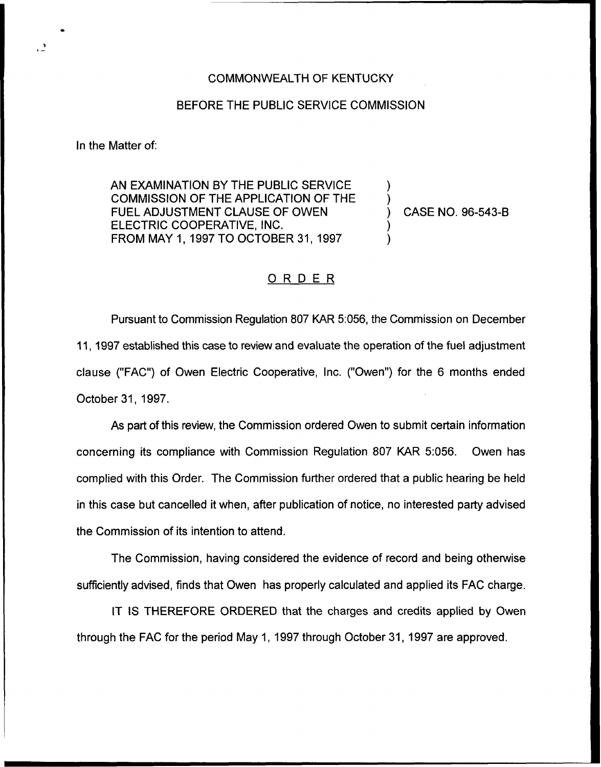COMMONWEALTH OF KENTUCKY

BEFORE THE PUBLIC SERVICE COMMISSION

In the Matter of:

AN EXAMINATION BY THE PUBLIC SERVICE COMMISSION OF THE APPLICATION OF THE FUEL ADJUSTMENT CLAUSE OF OWEN ELECTRIC COOPERATIVE, INC. FROM MAY 1, 1997 TO OCTOBER 31, 1997 ) ) ) CASE NO. 96-543-B ) )

## ORDER

Pursuant to Commission Regulation 807 KAR 5:056, the Commission on December 11, 1997 established this case to review and evaluate the operation of the fuel adjustment clause ("FAC") of Owen Electric Cooperative, Inc. ("Owen") for the 6 months ended October 31, 1997.

As part of this review, the Commission ordered Owen to submit certain information concerning its compliance with Commission Regulation 807 KAR 5:056. Owen has complied with this Order. The Commission further ordered that a public hearing be held in this case but cancelled it when, after publication of notice, no interested party advised the Commission of its intention to attend.

The Commission, having considered the evidence of record and being otherwise sufficiently advised, finds that Owen has properly calculated and applied its FAC charge.

IT IS THEREFORE ORDERED that the charges and credits applied by Owen through the FAC for the period May 1, 1997 through October 31, 1997 are approved.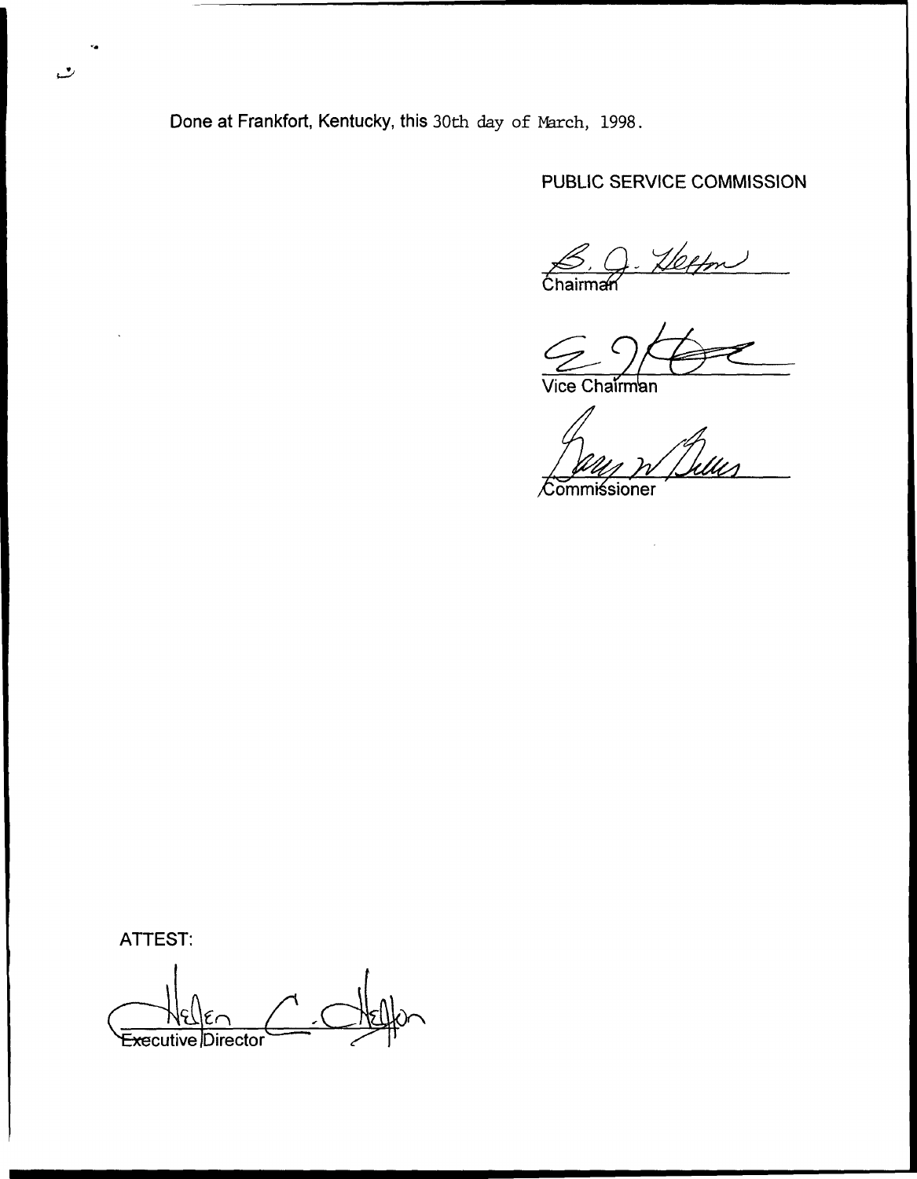Done at Frankfort, Kentucky, this 30th day of March, 1998.

PUBLIC SERVICE COMMISSION

Chairman

Vice Chairman

Commissioner

ATTEST:

Executive Director